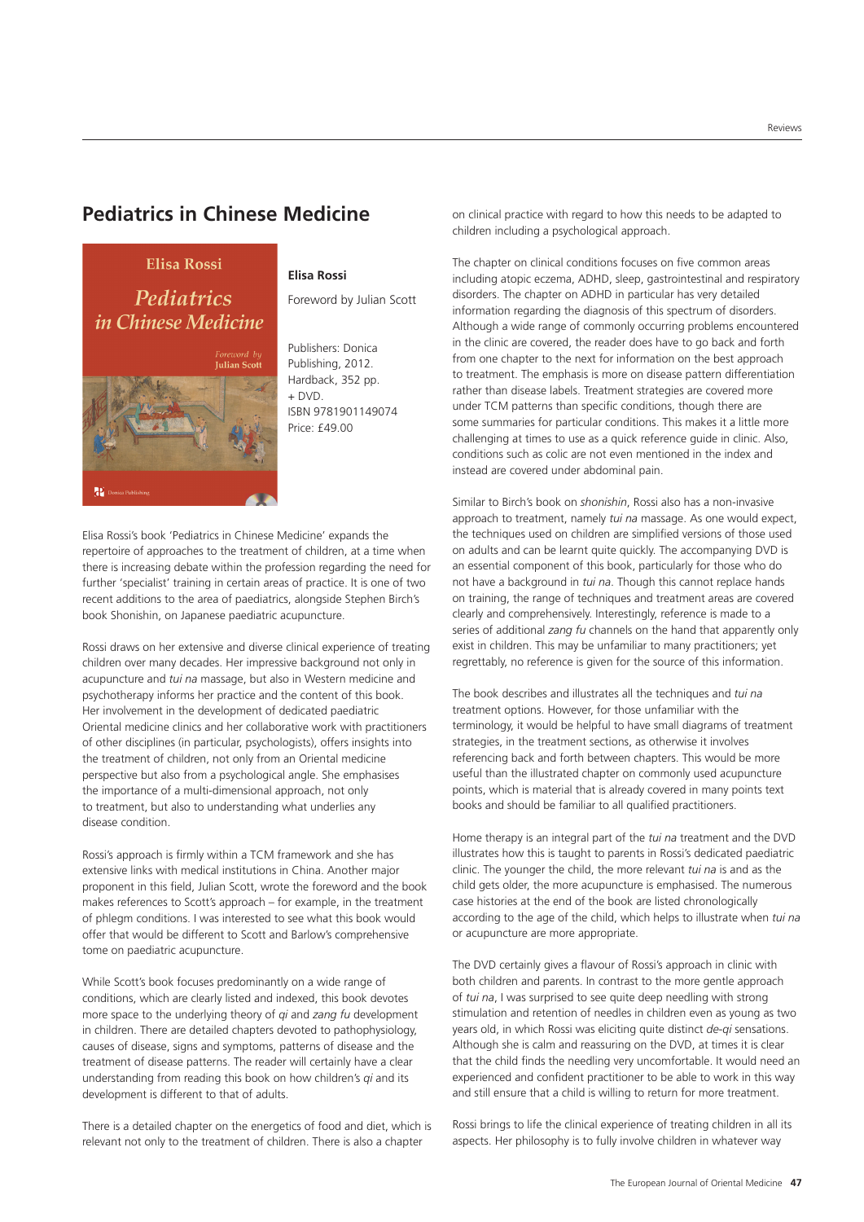## Pediatrics in Chinese Medicine

**Elisa Rossi**

Foreword by Julian Scott

Publishers: Donica Publishing, 2012.
Hardback, 352 pp. + DVD.
ISBN 9781901149074
Price: £49.00

Elisa Rossi's book 'Pediatrics in Chinese Medicine' expands the repertoire of approaches to the treatment of children, at a time when there is increasing debate within the profession regarding the need for further 'specialist' training in certain areas of practice. It is one of two recent additions to the area of paediatrics, alongside Stephen Birch's book Shonishin, on Japanese paediatric acupuncture.

Rossi draws on her extensive and diverse clinical experience of treating children over many decades. Her impressive background not only in acupuncture and *tui na* massage, but also in Western medicine and psychotherapy informs her practice and the content of this book. Her involvement in the development of dedicated paediatric Oriental medicine clinics and her collaborative work with practitioners of other disciplines (in particular, psychologists), offers insights into the treatment of children, not only from an Oriental medicine perspective but also from a psychological angle. She emphasises the importance of a multi-dimensional approach, not only to treatment, but also to understanding what underlies any disease condition.

Rossi's approach is firmly within a TCM framework and she has extensive links with medical institutions in China. Another major proponent in this field, Julian Scott, wrote the foreword and the book makes references to Scott's approach – for example, in the treatment of phlegm conditions. I was interested to see what this book would offer that would be different to Scott and Barlow's comprehensive tome on paediatric acupuncture.

While Scott's book focuses predominantly on a wide range of conditions, which are clearly listed and indexed, this book devotes more space to the underlying theory of *qi* and *zang fu* development in children. There are detailed chapters devoted to pathophysiology, causes of disease, signs and symptoms, patterns of disease and the treatment of disease patterns. The reader will certainly have a clear understanding from reading this book on how children's *qi* and its development is different to that of adults.

There is a detailed chapter on the energetics of food and diet, which is relevant not only to the treatment of children. There is also a chapter on clinical practice with regard to how this needs to be adapted to children including a psychological approach.

The chapter on clinical conditions focuses on five common areas including atopic eczema, ADHD, sleep, gastrointestinal and respiratory disorders. The chapter on ADHD in particular has very detailed information regarding the diagnosis of this spectrum of disorders. Although a wide range of commonly occurring problems encountered in the clinic are covered, the reader does have to go back and forth from one chapter to the next for information on the best approach to treatment. The emphasis is more on disease pattern differentiation rather than disease labels. Treatment strategies are covered more under TCM patterns than specific conditions, though there are some summaries for particular conditions. This makes it a little more challenging at times to use as a quick reference guide in clinic. Also, conditions such as colic are not even mentioned in the index and instead are covered under abdominal pain.

Similar to Birch's book on *shonishin*, Rossi also has a non-invasive approach to treatment, namely *tui na* massage. As one would expect, the techniques used on children are simplified versions of those used on adults and can be learnt quite quickly. The accompanying DVD is an essential component of this book, particularly for those who do not have a background in *tui na*. Though this cannot replace hands on training, the range of techniques and treatment areas are covered clearly and comprehensively. Interestingly, reference is made to a series of additional *zang fu* channels on the hand that apparently only exist in children. This may be unfamiliar to many practitioners; yet regrettably, no reference is given for the source of this information.

The book describes and illustrates all the techniques and *tui na* treatment options. However, for those unfamiliar with the terminology, it would be helpful to have small diagrams of treatment strategies, in the treatment sections, as otherwise it involves referencing back and forth between chapters. This would be more useful than the illustrated chapter on commonly used acupuncture points, which is material that is already covered in many points text books and should be familiar to all qualified practitioners.

Home therapy is an integral part of the *tui na* treatment and the DVD illustrates how this is taught to parents in Rossi's dedicated paediatric clinic. The younger the child, the more relevant *tui na* is and as the child gets older, the more acupuncture is emphasised. The numerous case histories at the end of the book are listed chronologically according to the age of the child, which helps to illustrate when *tui na* or acupuncture are more appropriate.

The DVD certainly gives a flavour of Rossi's approach in clinic with both children and parents. In contrast to the more gentle approach of *tui na*, I was surprised to see quite deep needling with strong stimulation and retention of needles in children even as young as two years old, in which Rossi was eliciting quite distinct *de-qi* sensations. Although she is calm and reassuring on the DVD, at times it is clear that the child finds the needling very uncomfortable. It would need an experienced and confident practitioner to be able to work in this way and still ensure that a child is willing to return for more treatment.

Rossi brings to life the clinical experience of treating children in all its aspects. Her philosophy is to fully involve children in whatever way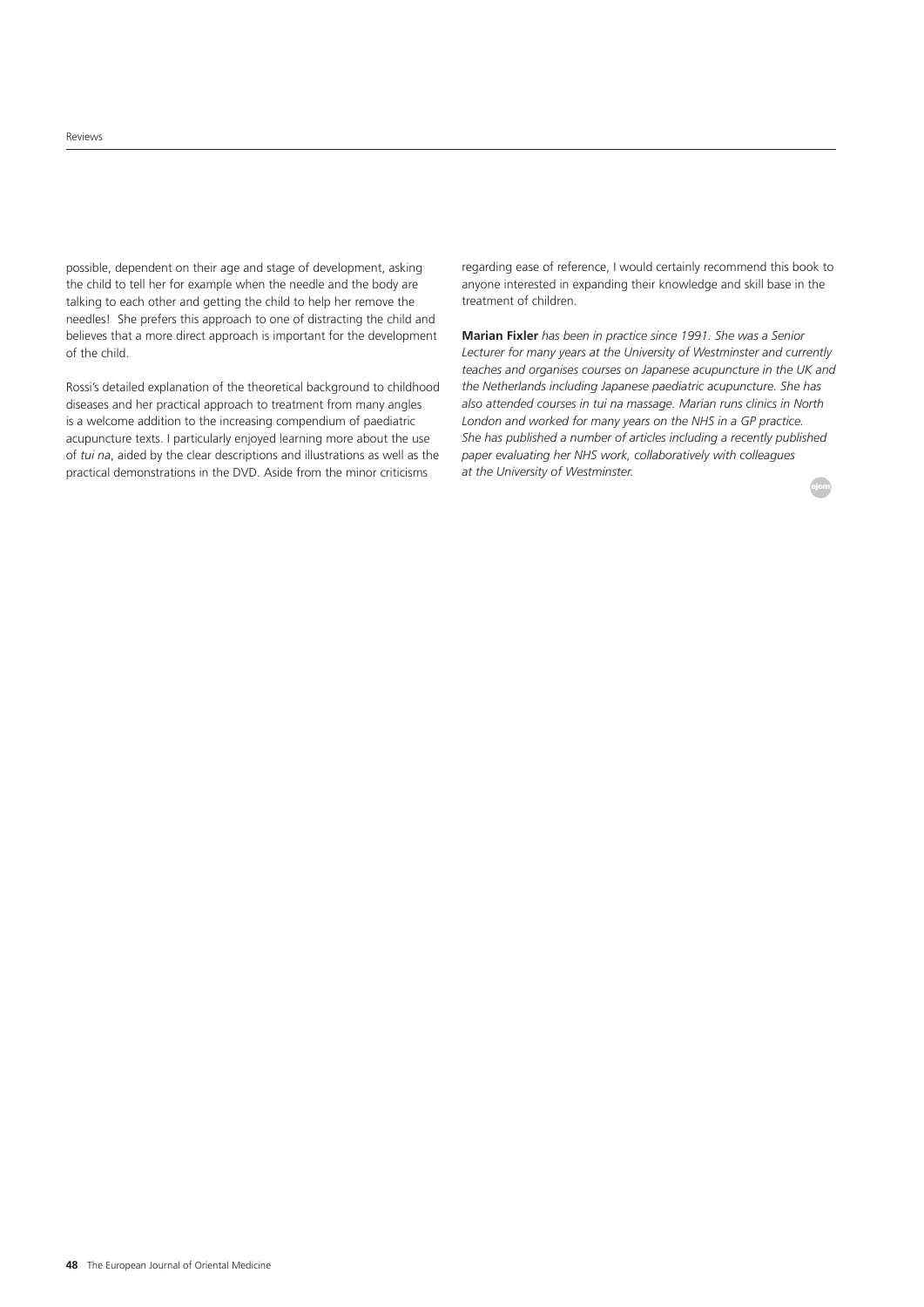possible, dependent on their age and stage of development, asking the child to tell her for example when the needle and the body are talking to each other and getting the child to help her remove the needles! She prefers this approach to one of distracting the child and believes that a more direct approach is important for the development of the child.

Rossi's detailed explanation of the theoretical background to childhood diseases and her practical approach to treatment from many angles is a welcome addition to the increasing compendium of paediatric acupuncture texts. I particularly enjoyed learning more about the use of *tui na*, aided by the clear descriptions and illustrations as well as the practical demonstrations in the DVD. Aside from the minor criticisms regarding ease of reference, I would certainly recommend this book to anyone interested in expanding their knowledge and skill base in the treatment of children.

**Marian Fixler** *has been in practice since 1991. She was a Senior Lecturer for many years at the University of Westminster and currently teaches and organises courses on Japanese acupuncture in the UK and the Netherlands including Japanese paediatric acupuncture. She has also attended courses in tui na massage. Marian runs clinics in North London and worked for many years on the NHS in a GP practice. She has published a number of articles including a recently published paper evaluating her NHS work, collaboratively with colleagues at the University of Westminster.*